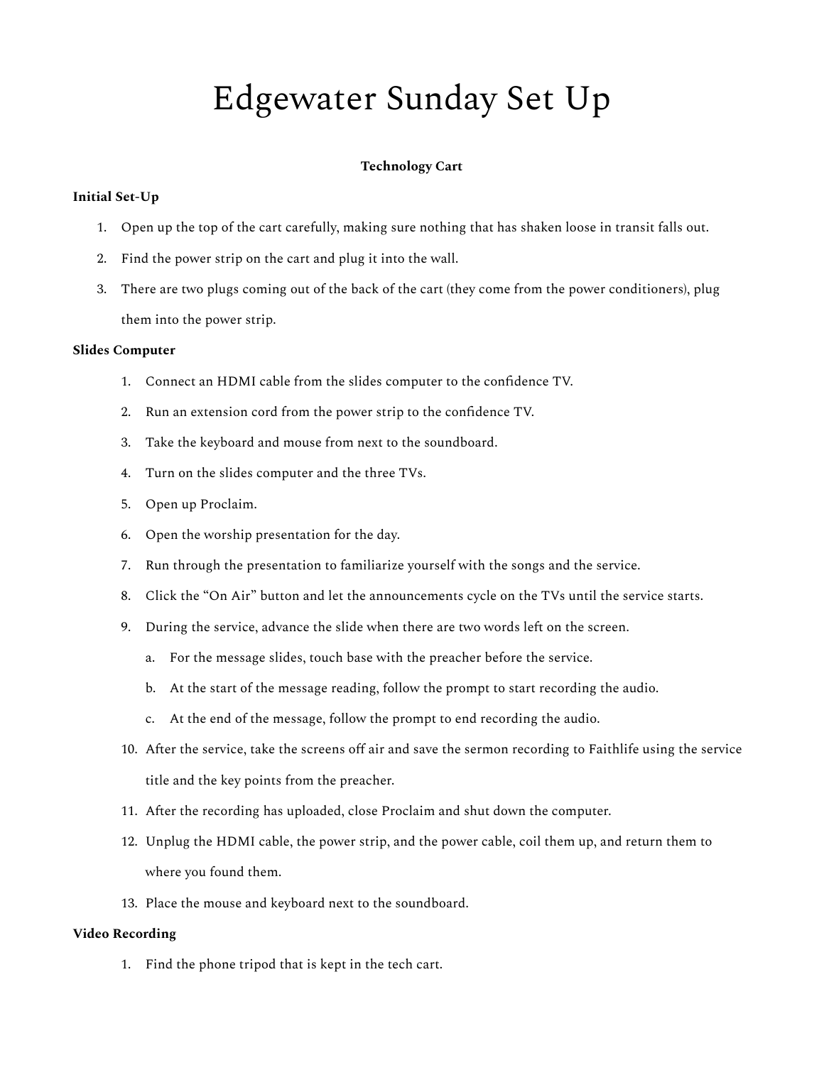# Edgewater Sunday Set Up

**Technology Cart**

**Initial Set-Up**

1. Open up the top of the cart carefully, making sure nothing that has shaken loose in transit falls out.
2. Find the power strip on the cart and plug it into the wall.
3. There are two plugs coming out of the back of the cart (they come from the power conditioners), plug them into the power strip.

**Slides Computer**

1. Connect an HDMI cable from the slides computer to the confidence TV.
2. Run an extension cord from the power strip to the confidence TV.
3. Take the keyboard and mouse from next to the soundboard.
4. Turn on the slides computer and the three TVs.
5. Open up Proclaim.
6. Open the worship presentation for the day.
7. Run through the presentation to familiarize yourself with the songs and the service.
8. Click the "On Air" button and let the announcements cycle on the TVs until the service starts.
9. During the service, advance the slide when there are two words left on the screen.
    a. For the message slides, touch base with the preacher before the service.
    b. At the start of the message reading, follow the prompt to start recording the audio.
    c. At the end of the message, follow the prompt to end recording the audio.
10. After the service, take the screens off air and save the sermon recording to Faithlife using the service title and the key points from the preacher.
11. After the recording has uploaded, close Proclaim and shut down the computer.
12. Unplug the HDMI cable, the power strip, and the power cable, coil them up, and return them to where you found them.
13. Place the mouse and keyboard next to the soundboard.

**Video Recording**

1. Find the phone tripod that is kept in the tech cart.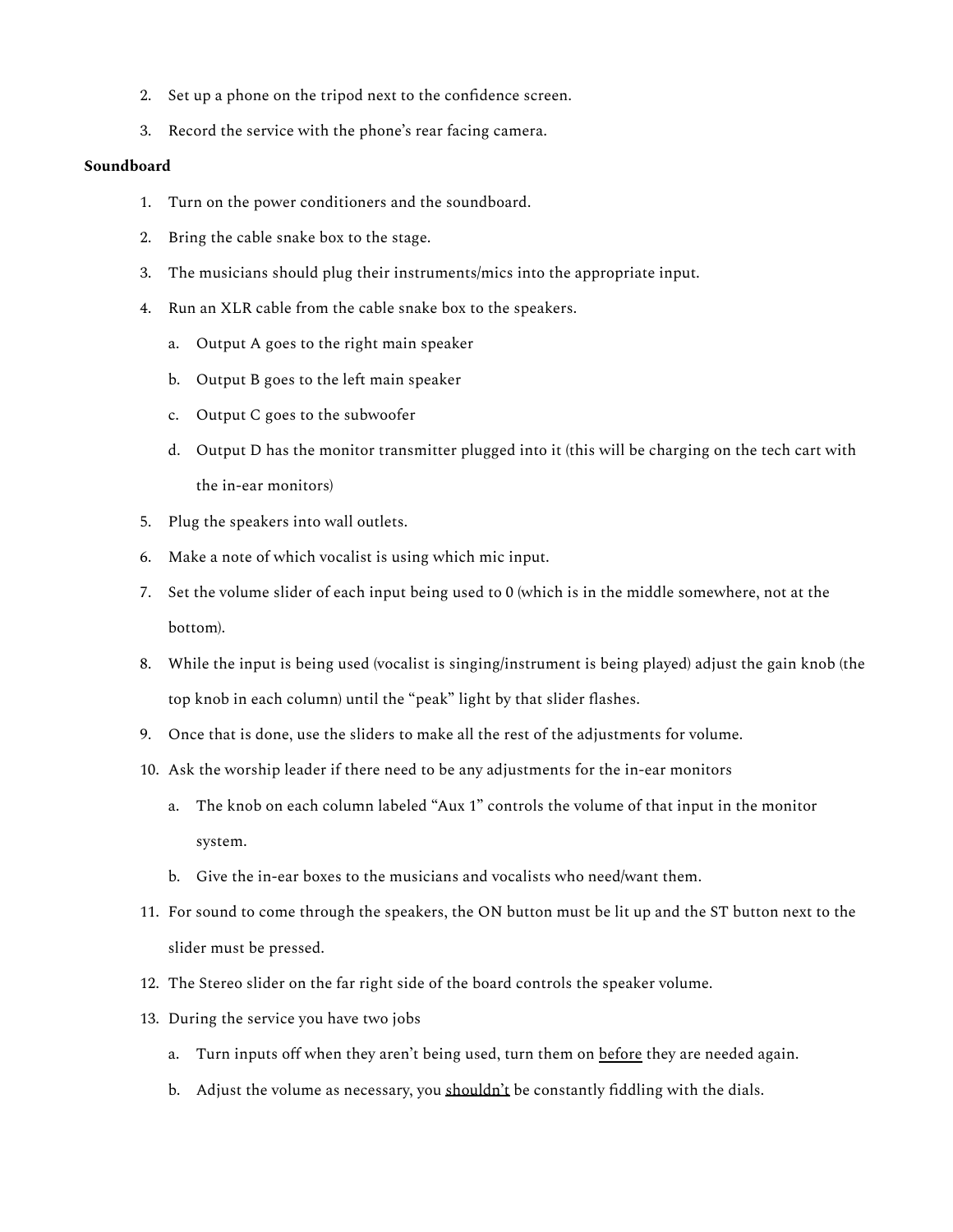2. Set up a phone on the tripod next to the confidence screen.
3. Record the service with the phone's rear facing camera.

**Soundboard**

1. Turn on the power conditioners and the soundboard.
2. Bring the cable snake box to the stage.
3. The musicians should plug their instruments/mics into the appropriate input.
4. Run an XLR cable from the cable snake box to the speakers.
   a. Output A goes to the right main speaker
   b. Output B goes to the left main speaker
   c. Output C goes to the subwoofer
   d. Output D has the monitor transmitter plugged into it (this will be charging on the tech cart with the in-ear monitors)
5. Plug the speakers into wall outlets.
6. Make a note of which vocalist is using which mic input.
7. Set the volume slider of each input being used to 0 (which is in the middle somewhere, not at the bottom).
8. While the input is being used (vocalist is singing/instrument is being played) adjust the gain knob (the top knob in each column) until the "peak" light by that slider flashes.
9. Once that is done, use the sliders to make all the rest of the adjustments for volume.
10. Ask the worship leader if there need to be any adjustments for the in-ear monitors
    a. The knob on each column labeled "Aux 1" controls the volume of that input in the monitor system.
    b. Give the in-ear boxes to the musicians and vocalists who need/want them.
11. For sound to come through the speakers, the ON button must be lit up and the ST button next to the slider must be pressed.
12. The Stereo slider on the far right side of the board controls the speaker volume.
13. During the service you have two jobs
    a. Turn inputs off when they aren't being used, turn them on <u>before</u> they are needed again.
    b. Adjust the volume as necessary, you <u>shouldn't</u> be constantly fiddling with the dials.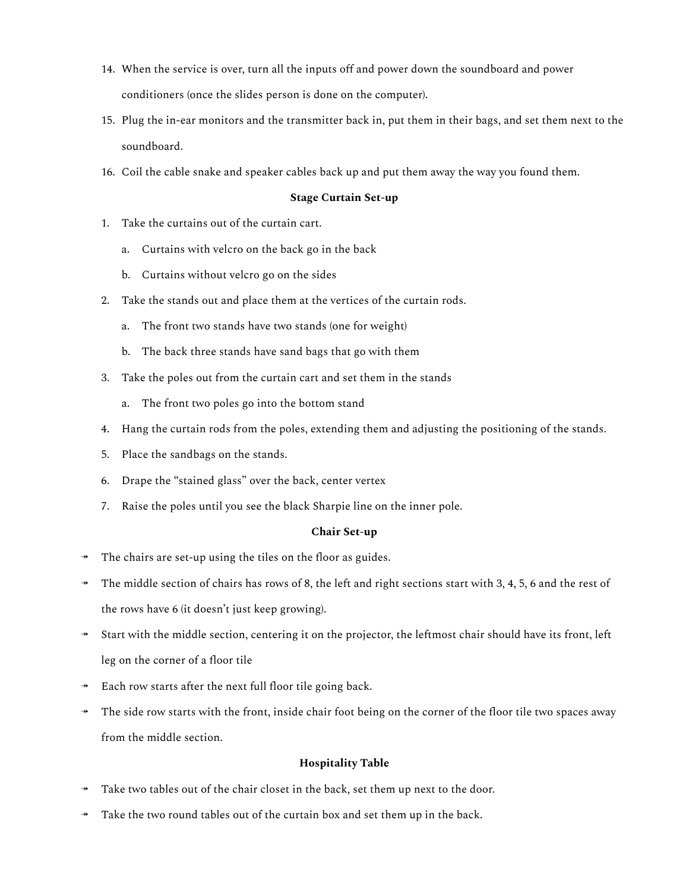14. When the service is over, turn all the inputs off and power down the soundboard and power conditioners (once the slides person is done on the computer).
15. Plug the in-ear monitors and the transmitter back in, put them in their bags, and set them next to the soundboard.
16. Coil the cable snake and speaker cables back up and put them away the way you found them.

**Stage Curtain Set-up**

1. Take the curtains out of the curtain cart.
   a. Curtains with velcro on the back go in the back
   b. Curtains without velcro go on the sides
2. Take the stands out and place them at the vertices of the curtain rods.
   a. The front two stands have two stands (one for weight)
   b. The back three stands have sand bags that go with them
3. Take the poles out from the curtain cart and set them in the stands
   a. The front two poles go into the bottom stand
4. Hang the curtain rods from the poles, extending them and adjusting the positioning of the stands.
5. Place the sandbags on the stands.
6. Drape the "stained glass" over the back, center vertex
7. Raise the poles until you see the black Sharpie line on the inner pole.

**Chair Set-up**

- The chairs are set-up using the tiles on the floor as guides.
- The middle section of chairs has rows of 8, the left and right sections start with 3, 4, 5, 6 and the rest of the rows have 6 (it doesn't just keep growing).
- Start with the middle section, centering it on the projector, the leftmost chair should have its front, left leg on the corner of a floor tile
- Each row starts after the next full floor tile going back.
- The side row starts with the front, inside chair foot being on the corner of the floor tile two spaces away from the middle section.

**Hospitality Table**

- Take two tables out of the chair closet in the back, set them up next to the door.
- Take the two round tables out of the curtain box and set them up in the back.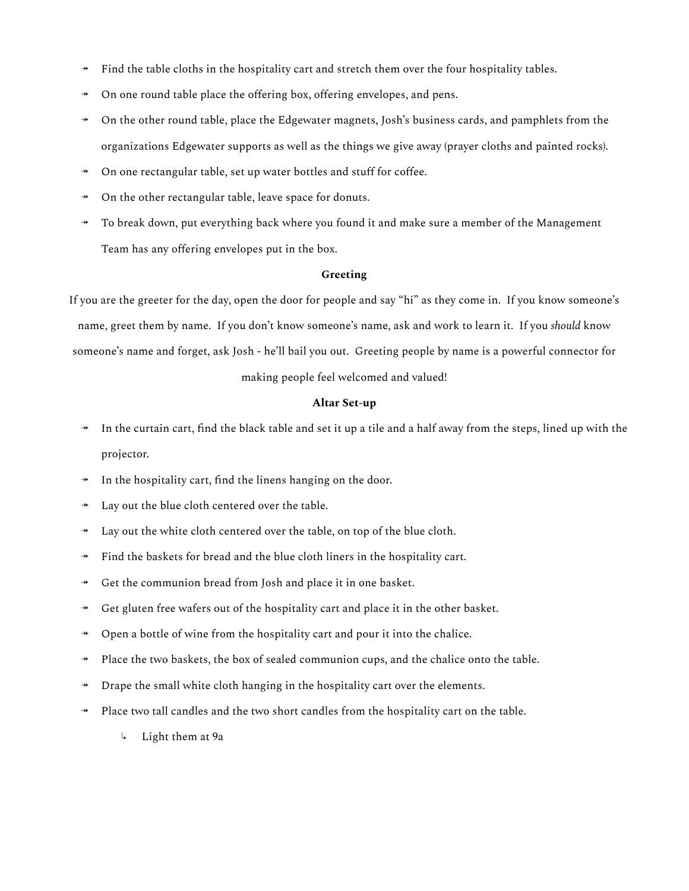- Find the table cloths in the hospitality cart and stretch them over the four hospitality tables.
- On one round table place the offering box, offering envelopes, and pens.
- On the other round table, place the Edgewater magnets, Josh's business cards, and pamphlets from the organizations Edgewater supports as well as the things we give away (prayer cloths and painted rocks).
- On one rectangular table, set up water bottles and stuff for coffee.
- On the other rectangular table, leave space for donuts.
- To break down, put everything back where you found it and make sure a member of the Management Team has any offering envelopes put in the box.

**Greeting**

If you are the greeter for the day, open the door for people and say "hi" as they come in. If you know someone's name, greet them by name. If you don't know someone's name, ask and work to learn it. If you *should* know someone's name and forget, ask Josh - he'll bail you out. Greeting people by name is a powerful connector for making people feel welcomed and valued!

**Altar Set-up**

- In the curtain cart, find the black table and set it up a tile and a half away from the steps, lined up with the projector.
- In the hospitality cart, find the linens hanging on the door.
- Lay out the blue cloth centered over the table.
- Lay out the white cloth centered over the table, on top of the blue cloth.
- Find the baskets for bread and the blue cloth liners in the hospitality cart.
- Get the communion bread from Josh and place it in one basket.
- Get gluten free wafers out of the hospitality cart and place it in the other basket.
- Open a bottle of wine from the hospitality cart and pour it into the chalice.
- Place the two baskets, the box of sealed communion cups, and the chalice onto the table.
- Drape the small white cloth hanging in the hospitality cart over the elements.
- Place two tall candles and the two short candles from the hospitality cart on the table.
  - Light them at 9a